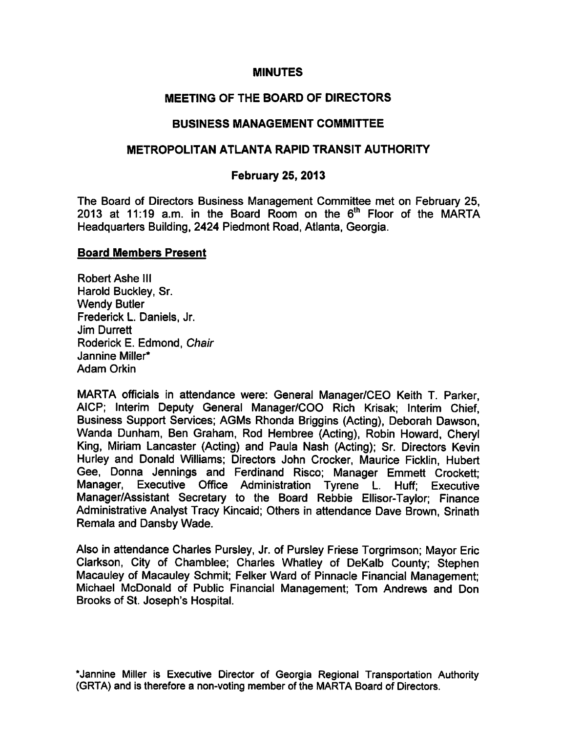# MINUTES

## MEETING OF THE BOARD OF DIRECTORS

## BUSINESS MANAGEMENT COMMITTEE

## METROPOLITAN ATLANTA RAPID TRANSIT AUTHORITY

### February 25, 2013

The Board of Directors Business Management Committee met on February 25, 2013 at 11:19 a.m. in the Board Room on the 6th Floor of the MARTA Headquarters Building, 2424 Piedmont Road, Atlanta, Georgia.

**Board Members Present**

Robert Ashe III
Harold Buckley, Sr.
Wendy Butler
Frederick L. Daniels, Jr.
Jim Durrett
Roderick E. Edmond, *Chair*
Jannine Miller*
Adam Orkin

MARTA officials in attendance were: General Manager/CEO Keith T. Parker, AICP; Interim Deputy General Manager/COO Rich Krisak; Interim Chief, Business Support Services; AGMs Rhonda Briggins (Acting), Deborah Dawson, Wanda Dunham, Ben Graham, Rod Hembree (Acting), Robin Howard, Cheryl King, Miriam Lancaster (Acting) and Paula Nash (Acting); Sr. Directors Kevin Hurley and Donald Williams; Directors John Crocker, Maurice Ficklin, Hubert Gee, Donna Jennings and Ferdinand Risco; Manager Emmett Crockett; Manager, Executive Office Administration Tyrene L. Huff; Executive Manager/Assistant Secretary to the Board Rebbie Ellisor-Taylor; Finance Administrative Analyst Tracy Kincaid; Others in attendance Dave Brown, Srinath Remala and Dansby Wade.

Also in attendance Charles Pursley, Jr. of Pursley Friese Torgrimson; Mayor Eric Clarkson, City of Chamblee; Charles Whatley of DeKalb County; Stephen Macauley of Macauley Schmit; Felker Ward of Pinnacle Financial Management; Michael McDonald of Public Financial Management; Tom Andrews and Don Brooks of St. Joseph's Hospital.

*Jannine Miller is Executive Director of Georgia Regional Transportation Authority (GRTA) and is therefore a non-voting member of the MARTA Board of Directors.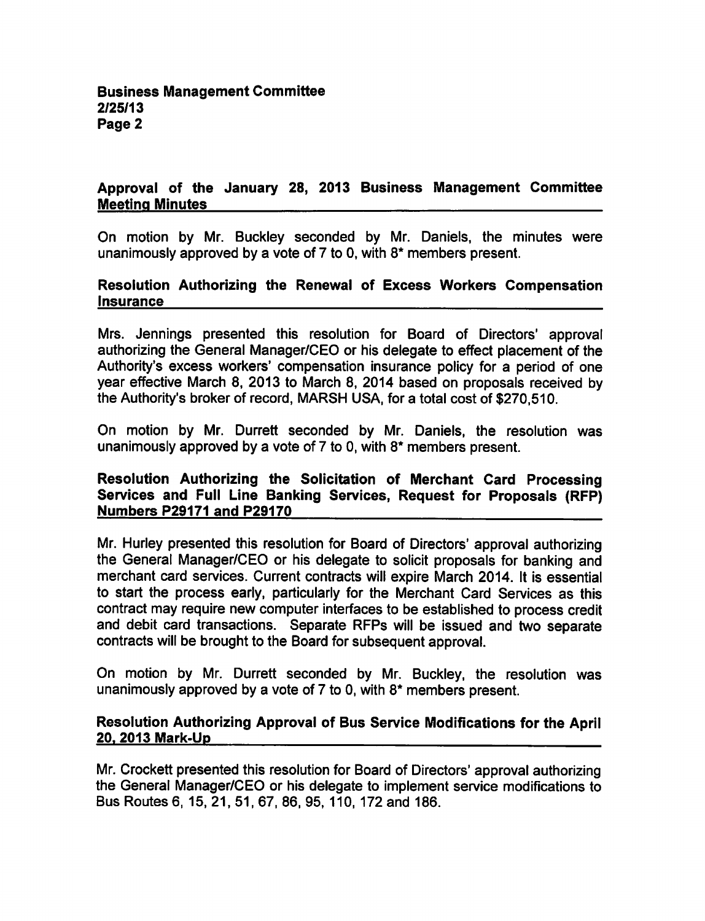## Approval of the January 28, 2013 Business Management Committee Meeting Minutes

On motion by Mr. Buckley seconded by Mr. Daniels, the minutes were unanimously approved by a vote of 7 to 0, with 8* members present.

## Resolution Authorizing the Renewal of Excess Workers Compensation Insurance

Mrs. Jennings presented this resolution for Board of Directors' approval authorizing the General Manager/CEO or his delegate to effect placement of the Authority's excess workers' compensation insurance policy for a period of one year effective March 8, 2013 to March 8, 2014 based on proposals received by the Authority's broker of record, MARSH USA, for a total cost of $270,510.

On motion by Mr. Durrett seconded by Mr. Daniels, the resolution was unanimously approved by a vote of 7 to 0, with 8* members present.

## Resolution Authorizing the Solicitation of Merchant Card Processing Services and Full Line Banking Services, Request for Proposals (RFP) Numbers P29171 and P29170

Mr. Hurley presented this resolution for Board of Directors' approval authorizing the General Manager/CEO or his delegate to solicit proposals for banking and merchant card services. Current contracts will expire March 2014. It is essential to start the process early, particularly for the Merchant Card Services as this contract may require new computer interfaces to be established to process credit and debit card transactions. Separate RFPs will be issued and two separate contracts will be brought to the Board for subsequent approval.

On motion by Mr. Durrett seconded by Mr. Buckley, the resolution was unanimously approved by a vote of 7 to 0, with 8* members present.

## Resolution Authorizing Approval of Bus Service Modifications for the April 20, 2013 Mark-Up

Mr. Crockett presented this resolution for Board of Directors' approval authorizing the General Manager/CEO or his delegate to implement service modifications to Bus Routes 6, 15, 21, 51, 67, 86, 95, 110, 172 and 186.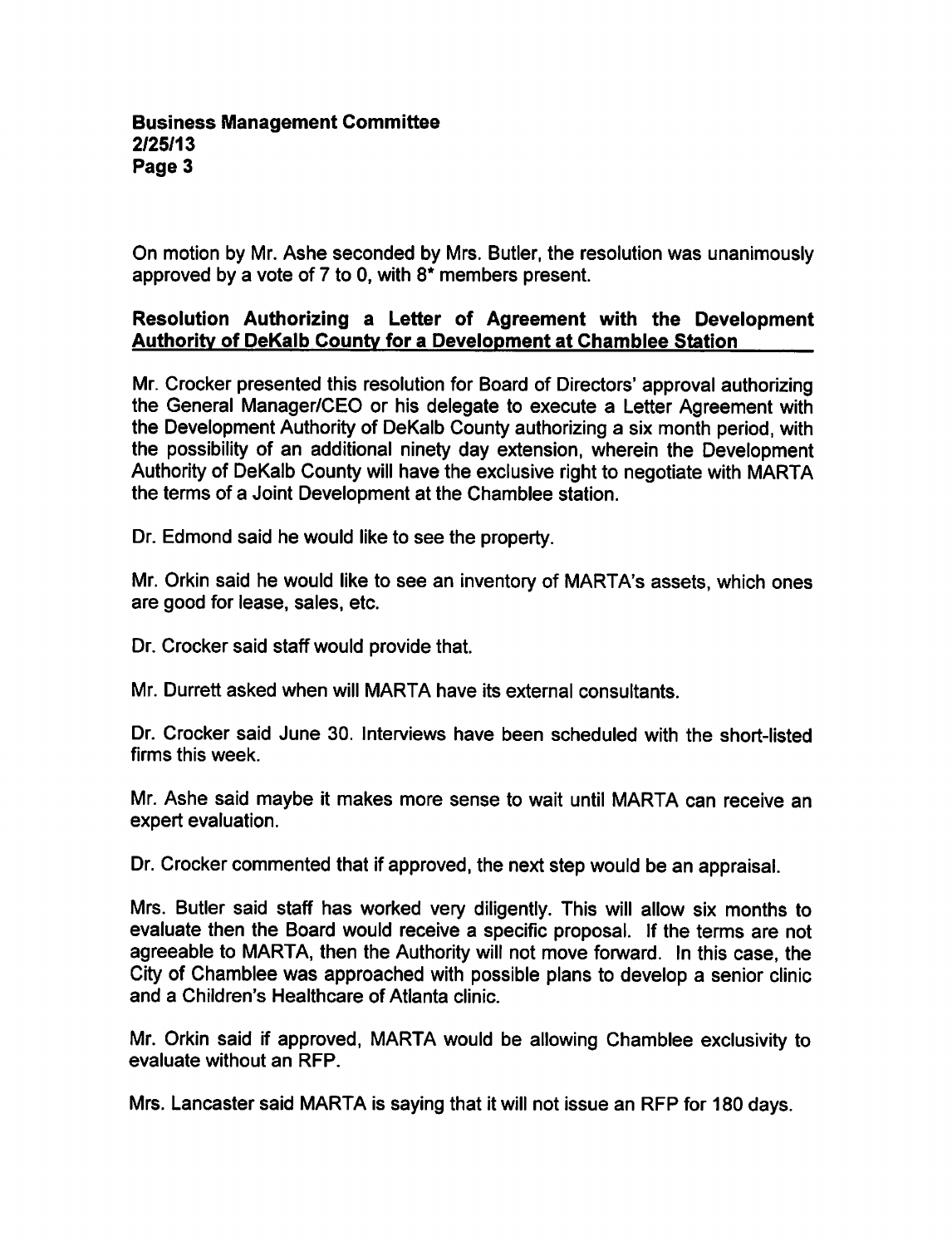On motion by Mr. Ashe seconded by Mrs. Butler, the resolution was unanimously approved by a vote of 7 to 0, with 8* members present.

**Resolution Authorizing a Letter of Agreement with the Development Authority of DeKalb County for a Development at Chamblee Station**

Mr. Crocker presented this resolution for Board of Directors' approval authorizing the General Manager/CEO or his delegate to execute a Letter Agreement with the Development Authority of DeKalb County authorizing a six month period, with the possibility of an additional ninety day extension, wherein the Development Authority of DeKalb County will have the exclusive right to negotiate with MARTA the terms of a Joint Development at the Chamblee station.

Dr. Edmond said he would like to see the property.

Mr. Orkin said he would like to see an inventory of MARTA's assets, which ones are good for lease, sales, etc.

Dr. Crocker said staff would provide that.

Mr. Durrett asked when will MARTA have its external consultants.

Dr. Crocker said June 30. Interviews have been scheduled with the short-listed firms this week.

Mr. Ashe said maybe it makes more sense to wait until MARTA can receive an expert evaluation.

Dr. Crocker commented that if approved, the next step would be an appraisal.

Mrs. Butler said staff has worked very diligently. This will allow six months to evaluate then the Board would receive a specific proposal. If the terms are not agreeable to MARTA, then the Authority will not move forward. In this case, the City of Chamblee was approached with possible plans to develop a senior clinic and a Children's Healthcare of Atlanta clinic.

Mr. Orkin said if approved, MARTA would be allowing Chamblee exclusivity to evaluate without an RFP.

Mrs. Lancaster said MARTA is saying that it will not issue an RFP for 180 days.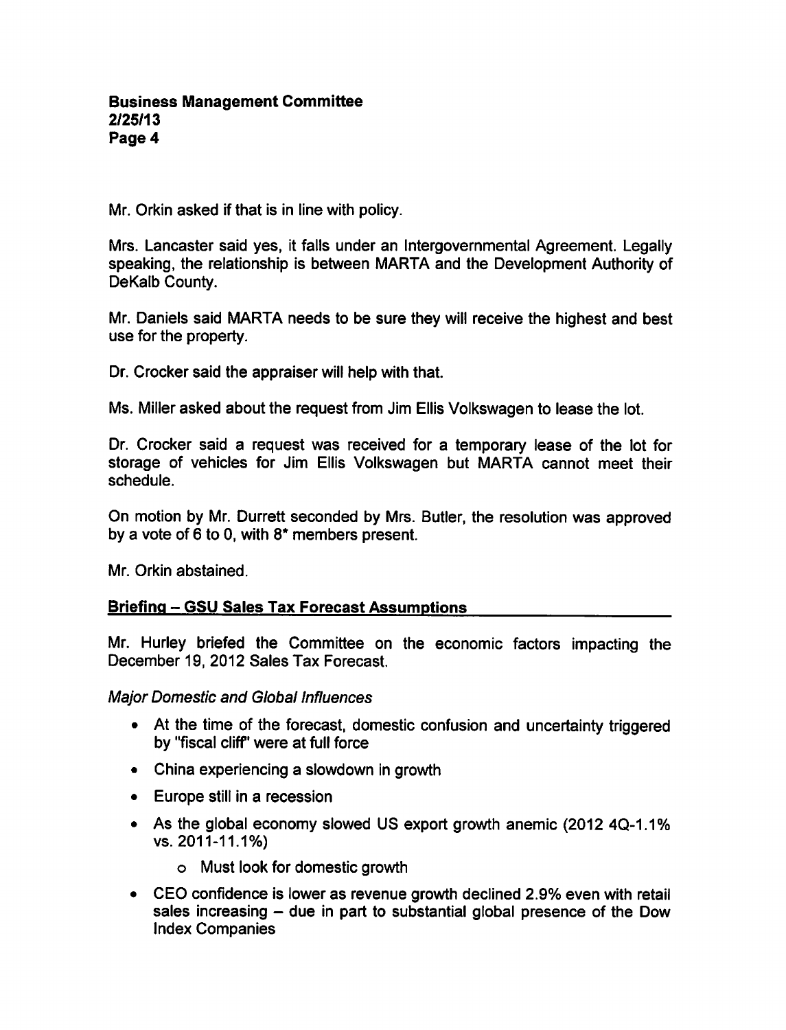Mr. Orkin asked if that is in line with policy.

Mrs. Lancaster said yes, it falls under an Intergovernmental Agreement. Legally speaking, the relationship is between MARTA and the Development Authority of DeKalb County.

Mr. Daniels said MARTA needs to be sure they will receive the highest and best use for the property.

Dr. Crocker said the appraiser will help with that.

Ms. Miller asked about the request from Jim Ellis Volkswagen to lease the lot.

Dr. Crocker said a request was received for a temporary lease of the lot for storage of vehicles for Jim Ellis Volkswagen but MARTA cannot meet their schedule.

On motion by Mr. Durrett seconded by Mrs. Butler, the resolution was approved by a vote of 6 to 0, with 8* members present.

Mr. Orkin abstained.

## Briefing – GSU Sales Tax Forecast Assumptions

Mr. Hurley briefed the Committee on the economic factors impacting the December 19, 2012 Sales Tax Forecast.

*Major Domestic and Global Influences*

- At the time of the forecast, domestic confusion and uncertainty triggered by "fiscal cliff" were at full force
- China experiencing a slowdown in growth
- Europe still in a recession
- As the global economy slowed US export growth anemic (2012 4Q-1.1% vs. 2011-11.1%)
  - Must look for domestic growth
- CEO confidence is lower as revenue growth declined 2.9% even with retail sales increasing – due in part to substantial global presence of the Dow Index Companies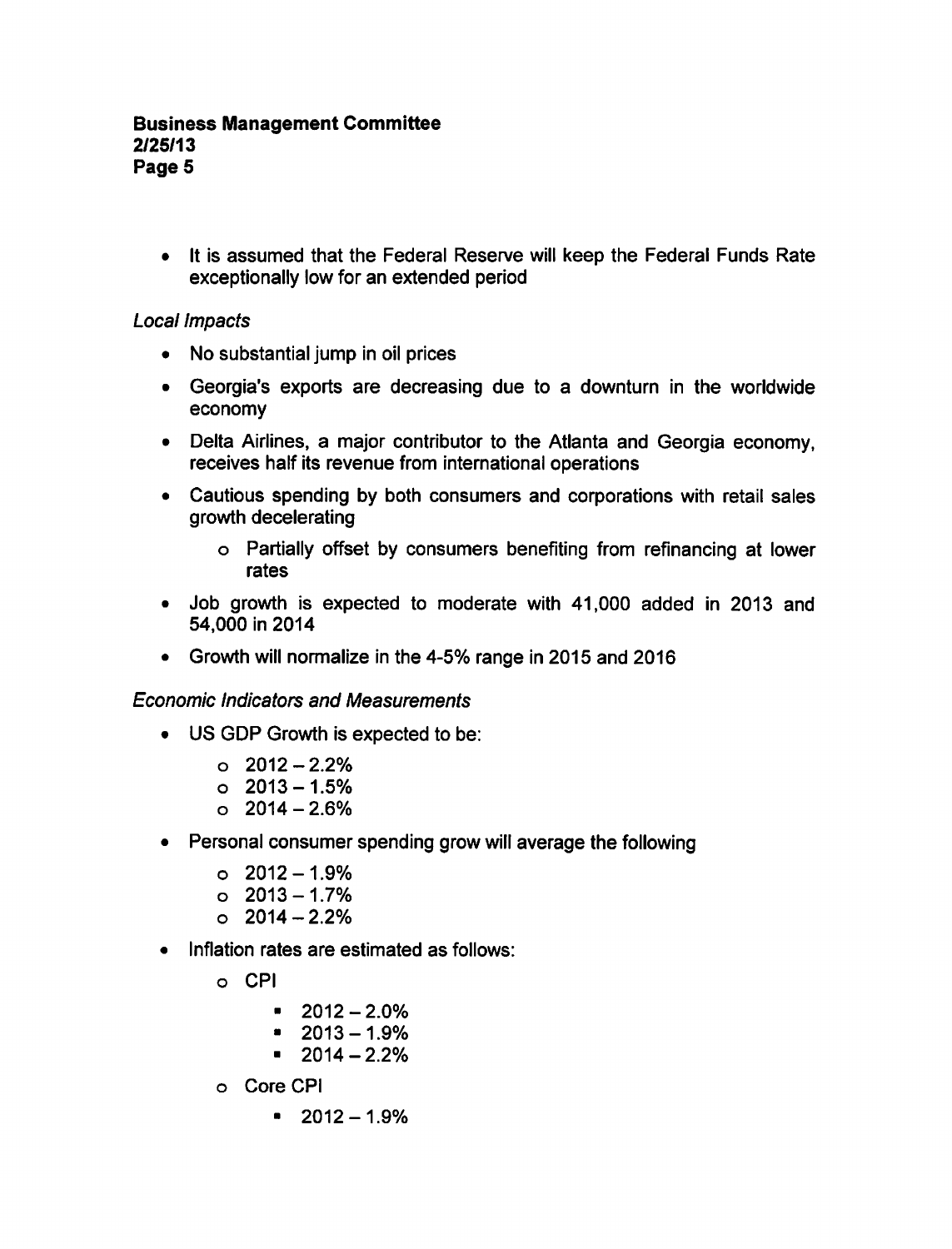- It is assumed that the Federal Reserve will keep the Federal Funds Rate exceptionally low for an extended period

*Local Impacts*

- No substantial jump in oil prices
- Georgia's exports are decreasing due to a downturn in the worldwide economy
- Delta Airlines, a major contributor to the Atlanta and Georgia economy, receives half its revenue from international operations
- Cautious spending by both consumers and corporations with retail sales growth decelerating
  - Partially offset by consumers benefiting from refinancing at lower rates
- Job growth is expected to moderate with 41,000 added in 2013 and 54,000 in 2014
- Growth will normalize in the 4-5% range in 2015 and 2016

*Economic Indicators and Measurements*

- US GDP Growth is expected to be:
  - 2012 – 2.2%
  - 2013 – 1.5%
  - 2014 – 2.6%
- Personal consumer spending grow will average the following
  - 2012 – 1.9%
  - 2013 – 1.7%
  - 2014 – 2.2%
- Inflation rates are estimated as follows:
  - CPI
    - 2012 – 2.0%
    - 2013 – 1.9%
    - 2014 – 2.2%
  - Core CPI
    - 2012 – 1.9%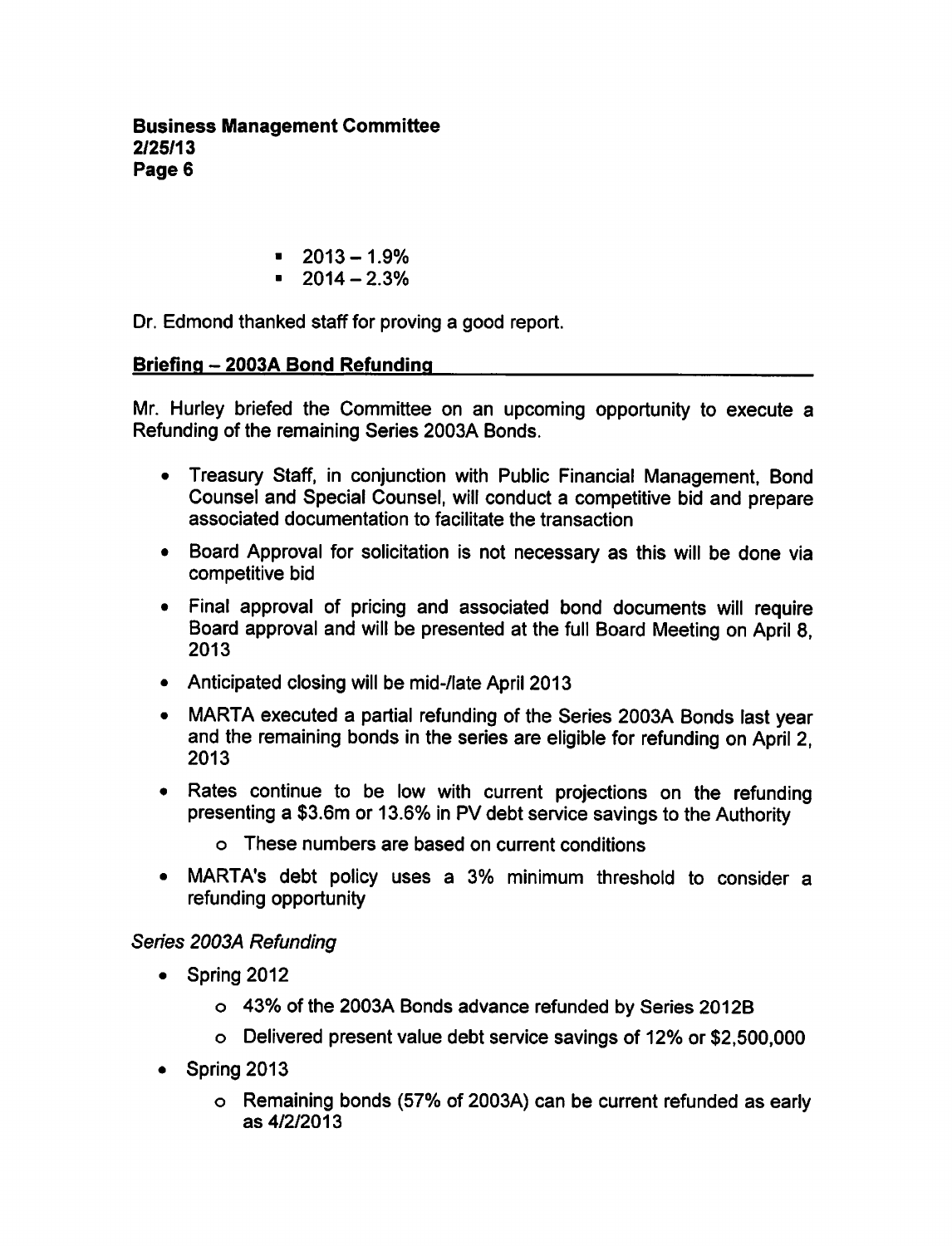- 2013 – 1.9%
- 2014 – 2.3%

Dr. Edmond thanked staff for proving a good report.

**Briefing – 2003A Bond Refunding**

Mr. Hurley briefed the Committee on an upcoming opportunity to execute a Refunding of the remaining Series 2003A Bonds.

- Treasury Staff, in conjunction with Public Financial Management, Bond Counsel and Special Counsel, will conduct a competitive bid and prepare associated documentation to facilitate the transaction
- Board Approval for solicitation is not necessary as this will be done via competitive bid
- Final approval of pricing and associated bond documents will require Board approval and will be presented at the full Board Meeting on April 8, 2013
- Anticipated closing will be mid-/late April 2013
- MARTA executed a partial refunding of the Series 2003A Bonds last year and the remaining bonds in the series are eligible for refunding on April 2, 2013
- Rates continue to be low with current projections on the refunding presenting a $3.6m or 13.6% in PV debt service savings to the Authority
  - These numbers are based on current conditions
- MARTA's debt policy uses a 3% minimum threshold to consider a refunding opportunity

*Series 2003A Refunding*

- Spring 2012
  - 43% of the 2003A Bonds advance refunded by Series 2012B
  - Delivered present value debt service savings of 12% or $2,500,000
- Spring 2013
  - Remaining bonds (57% of 2003A) can be current refunded as early as 4/2/2013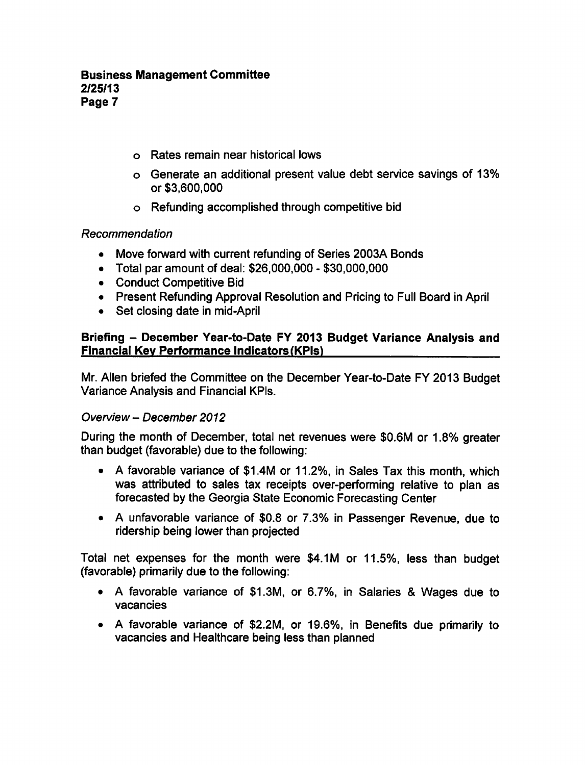- Rates remain near historical lows
- Generate an additional present value debt service savings of 13% or $3,600,000
- Refunding accomplished through competitive bid

*Recommendation*

- Move forward with current refunding of Series 2003A Bonds
- Total par amount of deal: $26,000,000 - $30,000,000
- Conduct Competitive Bid
- Present Refunding Approval Resolution and Pricing to Full Board in April
- Set closing date in mid-April

**Briefing – December Year-to-Date FY 2013 Budget Variance Analysis and Financial Key Performance Indicators (KPIs)**

Mr. Allen briefed the Committee on the December Year-to-Date FY 2013 Budget Variance Analysis and Financial KPIs.

*Overview – December 2012*

During the month of December, total net revenues were $0.6M or 1.8% greater than budget (favorable) due to the following:

- A favorable variance of $1.4M or 11.2%, in Sales Tax this month, which was attributed to sales tax receipts over-performing relative to plan as forecasted by the Georgia State Economic Forecasting Center
- A unfavorable variance of $0.8 or 7.3% in Passenger Revenue, due to ridership being lower than projected

Total net expenses for the month were $4.1M or 11.5%, less than budget (favorable) primarily due to the following:

- A favorable variance of $1.3M, or 6.7%, in Salaries & Wages due to vacancies
- A favorable variance of $2.2M, or 19.6%, in Benefits due primarily to vacancies and Healthcare being less than planned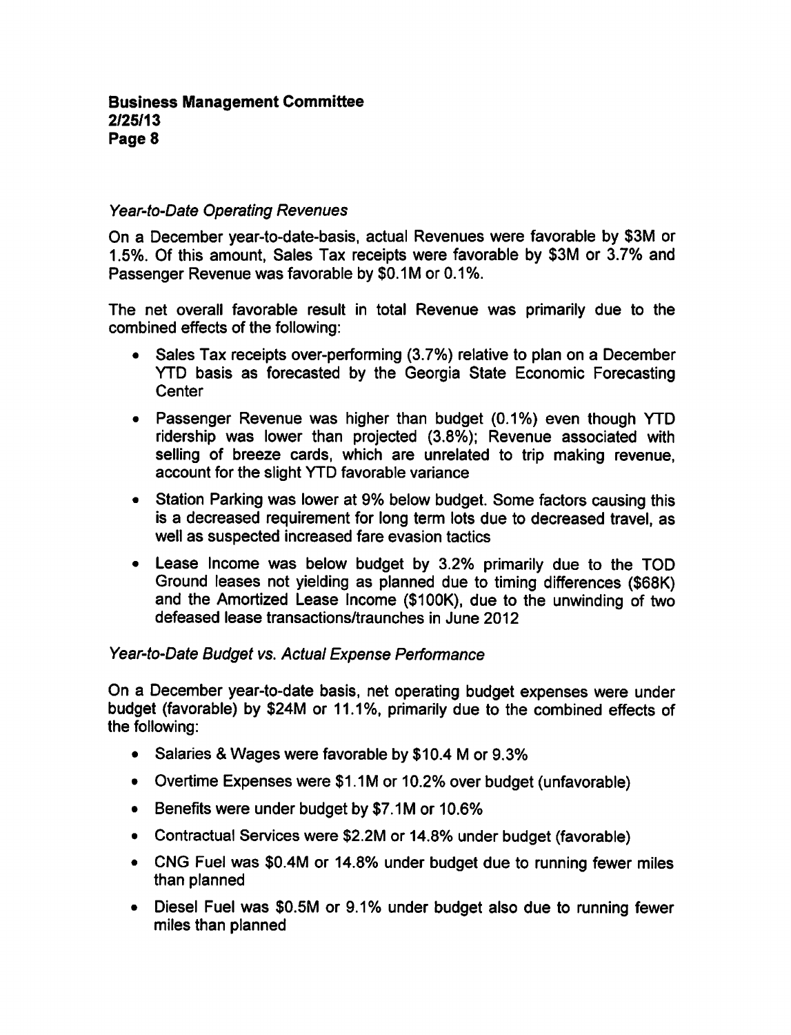*Year-to-Date Operating Revenues*

On a December year-to-date-basis, actual Revenues were favorable by $3M or 1.5%. Of this amount, Sales Tax receipts were favorable by $3M or 3.7% and Passenger Revenue was favorable by $0.1M or 0.1%.

The net overall favorable result in total Revenue was primarily due to the combined effects of the following:

- Sales Tax receipts over-performing (3.7%) relative to plan on a December YTD basis as forecasted by the Georgia State Economic Forecasting Center
- Passenger Revenue was higher than budget (0.1%) even though YTD ridership was lower than projected (3.8%); Revenue associated with selling of breeze cards, which are unrelated to trip making revenue, account for the slight YTD favorable variance
- Station Parking was lower at 9% below budget. Some factors causing this is a decreased requirement for long term lots due to decreased travel, as well as suspected increased fare evasion tactics
- Lease Income was below budget by 3.2% primarily due to the TOD Ground leases not yielding as planned due to timing differences ($68K) and the Amortized Lease Income ($100K), due to the unwinding of two defeased lease transactions/traunches in June 2012

*Year-to-Date Budget vs. Actual Expense Performance*

On a December year-to-date basis, net operating budget expenses were under budget (favorable) by $24M or 11.1%, primarily due to the combined effects of the following:

- Salaries & Wages were favorable by $10.4 M or 9.3%
- Overtime Expenses were $1.1M or 10.2% over budget (unfavorable)
- Benefits were under budget by $7.1M or 10.6%
- Contractual Services were $2.2M or 14.8% under budget (favorable)
- CNG Fuel was $0.4M or 14.8% under budget due to running fewer miles than planned
- Diesel Fuel was $0.5M or 9.1% under budget also due to running fewer miles than planned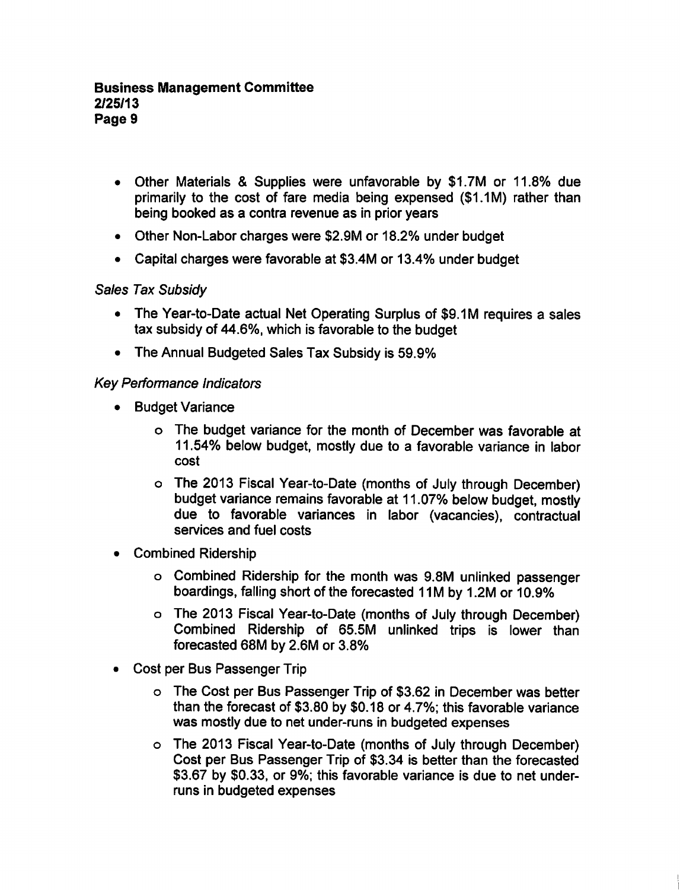- Other Materials & Supplies were unfavorable by $1.7M or 11.8% due primarily to the cost of fare media being expensed ($1.1M) rather than being booked as a contra revenue as in prior years
- Other Non-Labor charges were $2.9M or 18.2% under budget
- Capital charges were favorable at $3.4M or 13.4% under budget

*Sales Tax Subsidy*

- The Year-to-Date actual Net Operating Surplus of $9.1M requires a sales tax subsidy of 44.6%, which is favorable to the budget
- The Annual Budgeted Sales Tax Subsidy is 59.9%

*Key Performance Indicators*

- Budget Variance
  - The budget variance for the month of December was favorable at 11.54% below budget, mostly due to a favorable variance in labor cost
  - The 2013 Fiscal Year-to-Date (months of July through December) budget variance remains favorable at 11.07% below budget, mostly due to favorable variances in labor (vacancies), contractual services and fuel costs
- Combined Ridership
  - Combined Ridership for the month was 9.8M unlinked passenger boardings, falling short of the forecasted 11M by 1.2M or 10.9%
  - The 2013 Fiscal Year-to-Date (months of July through December) Combined Ridership of 65.5M unlinked trips is lower than forecasted 68M by 2.6M or 3.8%
- Cost per Bus Passenger Trip
  - The Cost per Bus Passenger Trip of $3.62 in December was better than the forecast of $3.80 by $0.18 or 4.7%; this favorable variance was mostly due to net under-runs in budgeted expenses
  - The 2013 Fiscal Year-to-Date (months of July through December) Cost per Bus Passenger Trip of $3.34 is better than the forecasted $3.67 by $0.33, or 9%; this favorable variance is due to net under-runs in budgeted expenses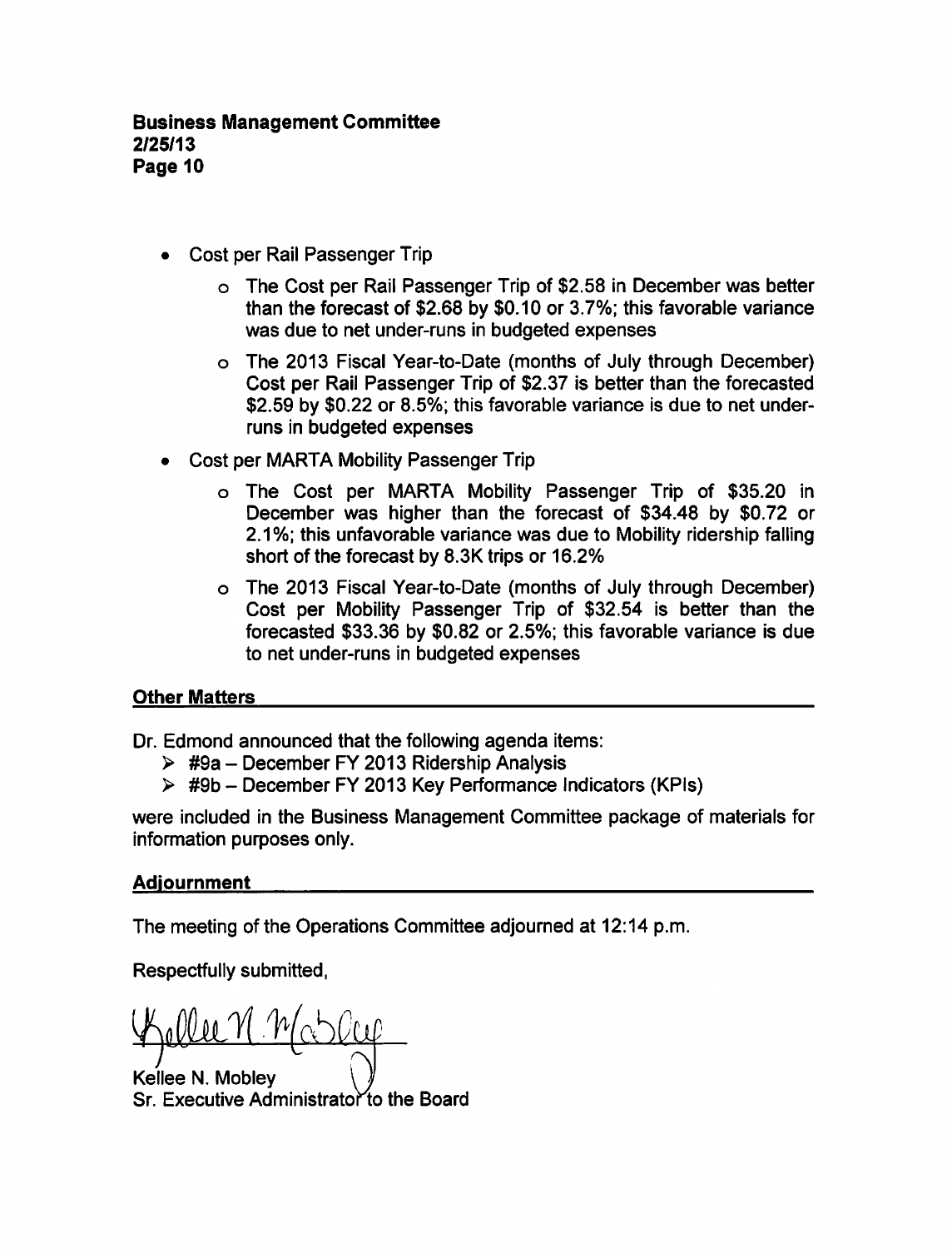- Cost per Rail Passenger Trip
  - The Cost per Rail Passenger Trip of $2.58 in December was better than the forecast of $2.68 by $0.10 or 3.7%; this favorable variance was due to net under-runs in budgeted expenses
  - The 2013 Fiscal Year-to-Date (months of July through December) Cost per Rail Passenger Trip of $2.37 is better than the forecasted $2.59 by $0.22 or 8.5%; this favorable variance is due to net under-runs in budgeted expenses
- Cost per MARTA Mobility Passenger Trip
  - The Cost per MARTA Mobility Passenger Trip of $35.20 in December was higher than the forecast of $34.48 by $0.72 or 2.1%; this unfavorable variance was due to Mobility ridership falling short of the forecast by 8.3K trips or 16.2%
  - The 2013 Fiscal Year-to-Date (months of July through December) Cost per Mobility Passenger Trip of $32.54 is better than the forecasted $33.36 by $0.82 or 2.5%; this favorable variance is due to net under-runs in budgeted expenses

## Other Matters

Dr. Edmond announced that the following agenda items:

- #9a – December FY 2013 Ridership Analysis
- #9b – December FY 2013 Key Performance Indicators (KPIs)

were included in the Business Management Committee package of materials for information purposes only.

## Adjournment

The meeting of the Operations Committee adjourned at 12:14 p.m.

Respectfully submitted,

Kellee N. Mobley
Sr. Executive Administrator to the Board